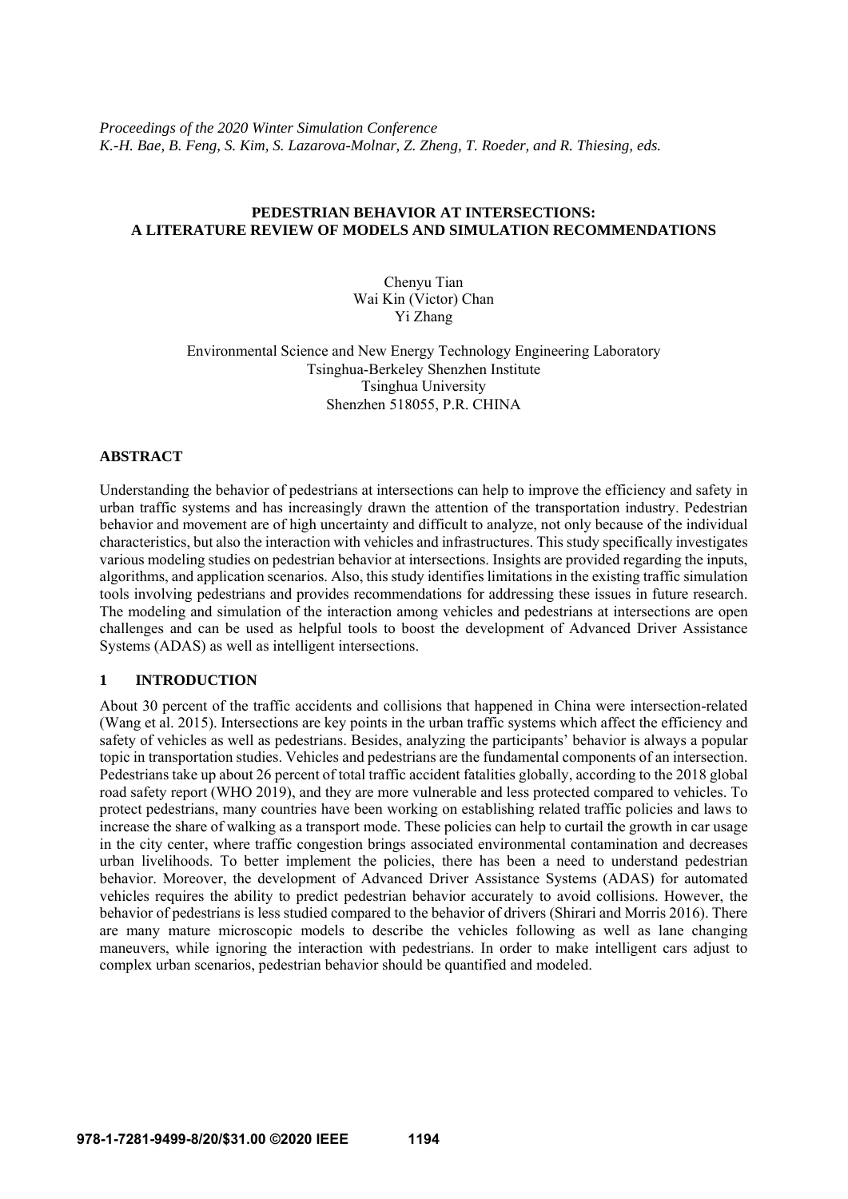*Proceedings of the 2020 Winter Simulation Conference*
*K.-H. Bae, B. Feng, S. Kim, S. Lazarova-Molnar, Z. Zheng, T. Roeder, and R. Thiesing, eds.*

# PEDESTRIAN BEHAVIOR AT INTERSECTIONS: A LITERATURE REVIEW OF MODELS AND SIMULATION RECOMMENDATIONS

Chenyu Tian
Wai Kin (Victor) Chan
Yi Zhang

Environmental Science and New Energy Technology Engineering Laboratory
Tsinghua-Berkeley Shenzhen Institute
Tsinghua University
Shenzhen 518055, P.R. CHINA

## ABSTRACT

Understanding the behavior of pedestrians at intersections can help to improve the efficiency and safety in urban traffic systems and has increasingly drawn the attention of the transportation industry. Pedestrian behavior and movement are of high uncertainty and difficult to analyze, not only because of the individual characteristics, but also the interaction with vehicles and infrastructures. This study specifically investigates various modeling studies on pedestrian behavior at intersections. Insights are provided regarding the inputs, algorithms, and application scenarios. Also, this study identifies limitations in the existing traffic simulation tools involving pedestrians and provides recommendations for addressing these issues in future research. The modeling and simulation of the interaction among vehicles and pedestrians at intersections are open challenges and can be used as helpful tools to boost the development of Advanced Driver Assistance Systems (ADAS) as well as intelligent intersections.

## 1 INTRODUCTION

About 30 percent of the traffic accidents and collisions that happened in China were intersection-related (Wang et al. 2015). Intersections are key points in the urban traffic systems which affect the efficiency and safety of vehicles as well as pedestrians. Besides, analyzing the participants' behavior is always a popular topic in transportation studies. Vehicles and pedestrians are the fundamental components of an intersection. Pedestrians take up about 26 percent of total traffic accident fatalities globally, according to the 2018 global road safety report (WHO 2019), and they are more vulnerable and less protected compared to vehicles. To protect pedestrians, many countries have been working on establishing related traffic policies and laws to increase the share of walking as a transport mode. These policies can help to curtail the growth in car usage in the city center, where traffic congestion brings associated environmental contamination and decreases urban livelihoods. To better implement the policies, there has been a need to understand pedestrian behavior. Moreover, the development of Advanced Driver Assistance Systems (ADAS) for automated vehicles requires the ability to predict pedestrian behavior accurately to avoid collisions. However, the behavior of pedestrians is less studied compared to the behavior of drivers (Shirari and Morris 2016). There are many mature microscopic models to describe the vehicles following as well as lane changing maneuvers, while ignoring the interaction with pedestrians. In order to make intelligent cars adjust to complex urban scenarios, pedestrian behavior should be quantified and modeled.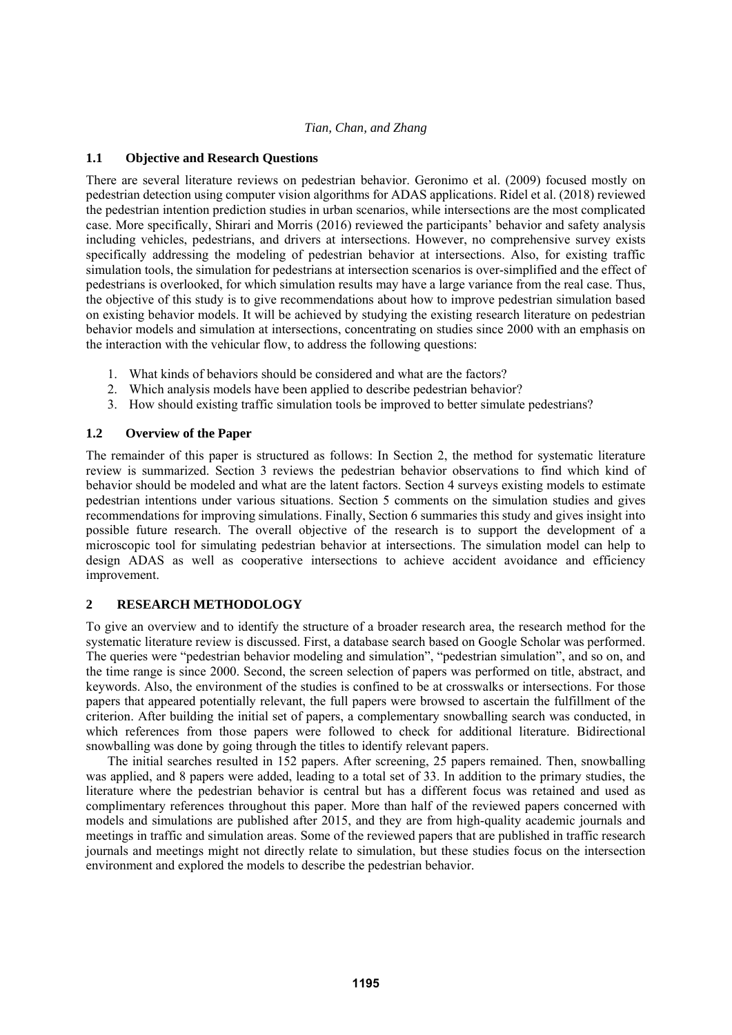### 1.1 Objective and Research Questions

There are several literature reviews on pedestrian behavior. Geronimo et al. (2009) focused mostly on pedestrian detection using computer vision algorithms for ADAS applications. Ridel et al. (2018) reviewed the pedestrian intention prediction studies in urban scenarios, while intersections are the most complicated case. More specifically, Shirari and Morris (2016) reviewed the participants' behavior and safety analysis including vehicles, pedestrians, and drivers at intersections. However, no comprehensive survey exists specifically addressing the modeling of pedestrian behavior at intersections. Also, for existing traffic simulation tools, the simulation for pedestrians at intersection scenarios is over-simplified and the effect of pedestrians is overlooked, for which simulation results may have a large variance from the real case. Thus, the objective of this study is to give recommendations about how to improve pedestrian simulation based on existing behavior models. It will be achieved by studying the existing research literature on pedestrian behavior models and simulation at intersections, concentrating on studies since 2000 with an emphasis on the interaction with the vehicular flow, to address the following questions:

1. What kinds of behaviors should be considered and what are the factors?
2. Which analysis models have been applied to describe pedestrian behavior?
3. How should existing traffic simulation tools be improved to better simulate pedestrians?

### 1.2 Overview of the Paper

The remainder of this paper is structured as follows: In Section 2, the method for systematic literature review is summarized. Section 3 reviews the pedestrian behavior observations to find which kind of behavior should be modeled and what are the latent factors. Section 4 surveys existing models to estimate pedestrian intentions under various situations. Section 5 comments on the simulation studies and gives recommendations for improving simulations. Finally, Section 6 summaries this study and gives insight into possible future research. The overall objective of the research is to support the development of a microscopic tool for simulating pedestrian behavior at intersections. The simulation model can help to design ADAS as well as cooperative intersections to achieve accident avoidance and efficiency improvement.

## 2 RESEARCH METHODOLOGY

To give an overview and to identify the structure of a broader research area, the research method for the systematic literature review is discussed. First, a database search based on Google Scholar was performed. The queries were "pedestrian behavior modeling and simulation", "pedestrian simulation", and so on, and the time range is since 2000. Second, the screen selection of papers was performed on title, abstract, and keywords. Also, the environment of the studies is confined to be at crosswalks or intersections. For those papers that appeared potentially relevant, the full papers were browsed to ascertain the fulfillment of the criterion. After building the initial set of papers, a complementary snowballing search was conducted, in which references from those papers were followed to check for additional literature. Bidirectional snowballing was done by going through the titles to identify relevant papers.

The initial searches resulted in 152 papers. After screening, 25 papers remained. Then, snowballing was applied, and 8 papers were added, leading to a total set of 33. In addition to the primary studies, the literature where the pedestrian behavior is central but has a different focus was retained and used as complimentary references throughout this paper. More than half of the reviewed papers concerned with models and simulations are published after 2015, and they are from high-quality academic journals and meetings in traffic and simulation areas. Some of the reviewed papers that are published in traffic research journals and meetings might not directly relate to simulation, but these studies focus on the intersection environment and explored the models to describe the pedestrian behavior.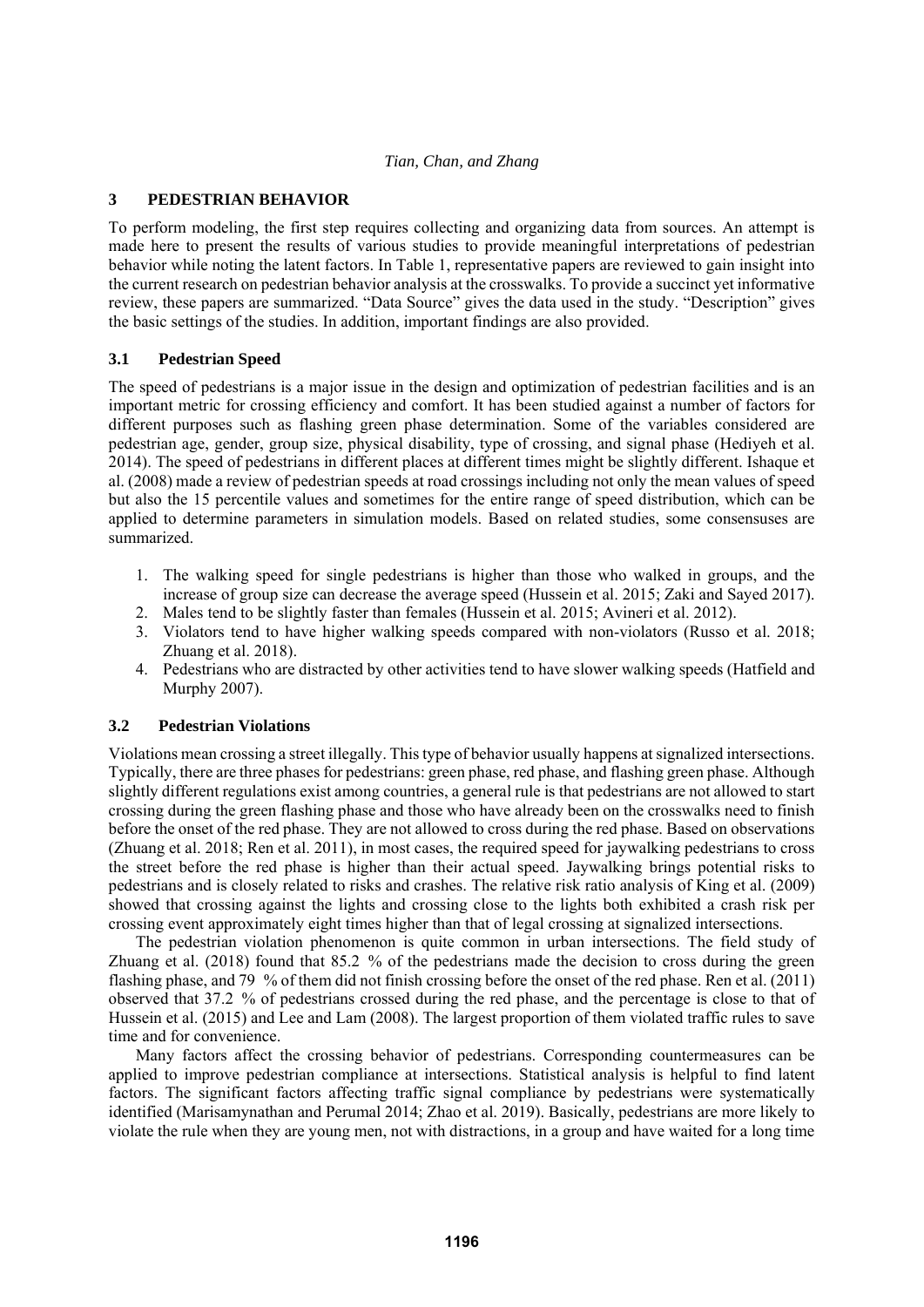## 3 PEDESTRIAN BEHAVIOR

To perform modeling, the first step requires collecting and organizing data from sources. An attempt is made here to present the results of various studies to provide meaningful interpretations of pedestrian behavior while noting the latent factors. In Table 1, representative papers are reviewed to gain insight into the current research on pedestrian behavior analysis at the crosswalks. To provide a succinct yet informative review, these papers are summarized. "Data Source" gives the data used in the study. "Description" gives the basic settings of the studies. In addition, important findings are also provided.

### 3.1 Pedestrian Speed

The speed of pedestrians is a major issue in the design and optimization of pedestrian facilities and is an important metric for crossing efficiency and comfort. It has been studied against a number of factors for different purposes such as flashing green phase determination. Some of the variables considered are pedestrian age, gender, group size, physical disability, type of crossing, and signal phase (Hediyeh et al. 2014). The speed of pedestrians in different places at different times might be slightly different. Ishaque et al. (2008) made a review of pedestrian speeds at road crossings including not only the mean values of speed but also the 15 percentile values and sometimes for the entire range of speed distribution, which can be applied to determine parameters in simulation models. Based on related studies, some consensuses are summarized.

1. The walking speed for single pedestrians is higher than those who walked in groups, and the increase of group size can decrease the average speed (Hussein et al. 2015; Zaki and Sayed 2017).
2. Males tend to be slightly faster than females (Hussein et al. 2015; Avineri et al. 2012).
3. Violators tend to have higher walking speeds compared with non-violators (Russo et al. 2018; Zhuang et al. 2018).
4. Pedestrians who are distracted by other activities tend to have slower walking speeds (Hatfield and Murphy 2007).

### 3.2 Pedestrian Violations

Violations mean crossing a street illegally. This type of behavior usually happens at signalized intersections. Typically, there are three phases for pedestrians: green phase, red phase, and flashing green phase. Although slightly different regulations exist among countries, a general rule is that pedestrians are not allowed to start crossing during the green flashing phase and those who have already been on the crosswalks need to finish before the onset of the red phase. They are not allowed to cross during the red phase. Based on observations (Zhuang et al. 2018; Ren et al. 2011), in most cases, the required speed for jaywalking pedestrians to cross the street before the red phase is higher than their actual speed. Jaywalking brings potential risks to pedestrians and is closely related to risks and crashes. The relative risk ratio analysis of King et al. (2009) showed that crossing against the lights and crossing close to the lights both exhibited a crash risk per crossing event approximately eight times higher than that of legal crossing at signalized intersections.

The pedestrian violation phenomenon is quite common in urban intersections. The field study of Zhuang et al. (2018) found that 85.2 % of the pedestrians made the decision to cross during the green flashing phase, and 79 % of them did not finish crossing before the onset of the red phase. Ren et al. (2011) observed that 37.2 % of pedestrians crossed during the red phase, and the percentage is close to that of Hussein et al. (2015) and Lee and Lam (2008). The largest proportion of them violated traffic rules to save time and for convenience.

Many factors affect the crossing behavior of pedestrians. Corresponding countermeasures can be applied to improve pedestrian compliance at intersections. Statistical analysis is helpful to find latent factors. The significant factors affecting traffic signal compliance by pedestrians were systematically identified (Marisamynathan and Perumal 2014; Zhao et al. 2019). Basically, pedestrians are more likely to violate the rule when they are young men, not with distractions, in a group and have waited for a long time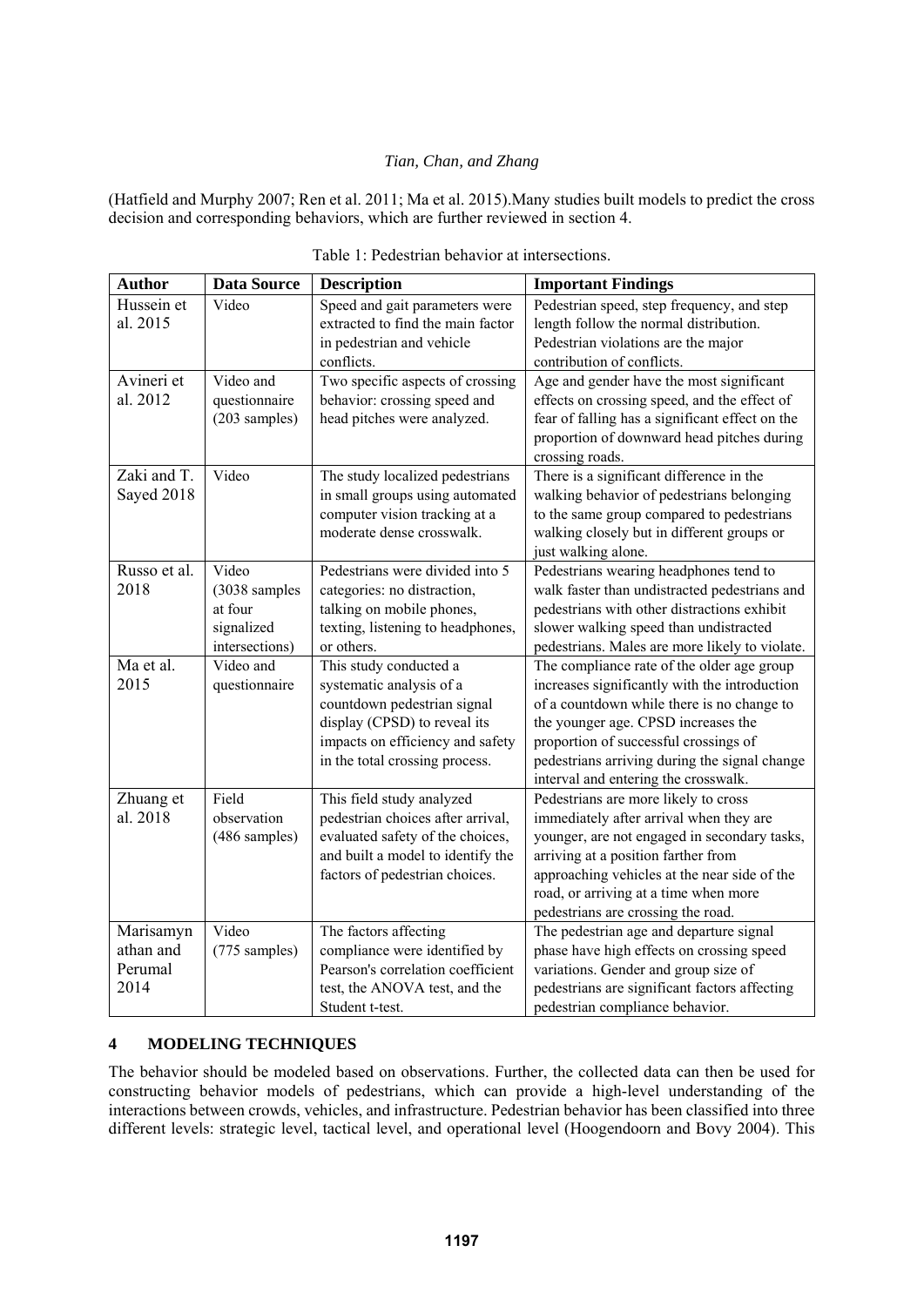(Hatfield and Murphy 2007; Ren et al. 2011; Ma et al. 2015).Many studies built models to predict the cross decision and corresponding behaviors, which are further reviewed in section 4.

Table 1: Pedestrian behavior at intersections.

| Author | Data Source | Description | Important Findings |
|---|---|---|---|
| Hussein et al. 2015 | Video | Speed and gait parameters were extracted to find the main factor in pedestrian and vehicle conflicts. | Pedestrian speed, step frequency, and step length follow the normal distribution. Pedestrian violations are the major contribution of conflicts. |
| Avineri et al. 2012 | Video and questionnaire (203 samples) | Two specific aspects of crossing behavior: crossing speed and head pitches were analyzed. | Age and gender have the most significant effects on crossing speed, and the effect of fear of falling has a significant effect on the proportion of downward head pitches during crossing roads. |
| Zaki and T. Sayed 2018 | Video | The study localized pedestrians in small groups using automated computer vision tracking at a moderate dense crosswalk. | There is a significant difference in the walking behavior of pedestrians belonging to the same group compared to pedestrians walking closely but in different groups or just walking alone. |
| Russo et al. 2018 | Video (3038 samples at four signalized intersections) | Pedestrians were divided into 5 categories: no distraction, talking on mobile phones, texting, listening to headphones, or others. | Pedestrians wearing headphones tend to walk faster than undistracted pedestrians and pedestrians with other distractions exhibit slower walking speed than undistracted pedestrians. Males are more likely to violate. |
| Ma et al. 2015 | Video and questionnaire | This study conducted a systematic analysis of a countdown pedestrian signal display (CPSD) to reveal its impacts on efficiency and safety in the total crossing process. | The compliance rate of the older age group increases significantly with the introduction of a countdown while there is no change to the younger age. CPSD increases the proportion of successful crossings of pedestrians arriving during the signal change interval and entering the crosswalk. |
| Zhuang et al. 2018 | Field observation (486 samples) | This field study analyzed pedestrian choices after arrival, evaluated safety of the choices, and built a model to identify the factors of pedestrian choices. | Pedestrians are more likely to cross immediately after arrival when they are younger, are not engaged in secondary tasks, arriving at a position farther from approaching vehicles at the near side of the road, or arriving at a time when more pedestrians are crossing the road. |
| Marisamynathan and Perumal 2014 | Video (775 samples) | The factors affecting compliance were identified by Pearson's correlation coefficient test, the ANOVA test, and the Student t-test. | The pedestrian age and departure signal phase have high effects on crossing speed variations. Gender and group size of pedestrians are significant factors affecting pedestrian compliance behavior. |

## 4 MODELING TECHNIQUES

The behavior should be modeled based on observations. Further, the collected data can then be used for constructing behavior models of pedestrians, which can provide a high-level understanding of the interactions between crowds, vehicles, and infrastructure. Pedestrian behavior has been classified into three different levels: strategic level, tactical level, and operational level (Hoogendoorn and Bovy 2004). This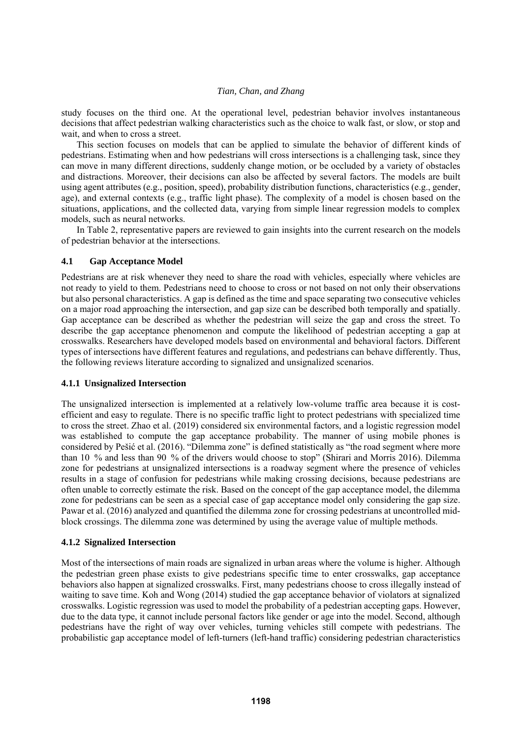study focuses on the third one. At the operational level, pedestrian behavior involves instantaneous decisions that affect pedestrian walking characteristics such as the choice to walk fast, or slow, or stop and wait, and when to cross a street.

This section focuses on models that can be applied to simulate the behavior of different kinds of pedestrians. Estimating when and how pedestrians will cross intersections is a challenging task, since they can move in many different directions, suddenly change motion, or be occluded by a variety of obstacles and distractions. Moreover, their decisions can also be affected by several factors. The models are built using agent attributes (e.g., position, speed), probability distribution functions, characteristics (e.g., gender, age), and external contexts (e.g., traffic light phase). The complexity of a model is chosen based on the situations, applications, and the collected data, varying from simple linear regression models to complex models, such as neural networks.

In Table 2, representative papers are reviewed to gain insights into the current research on the models of pedestrian behavior at the intersections.

### 4.1 Gap Acceptance Model

Pedestrians are at risk whenever they need to share the road with vehicles, especially where vehicles are not ready to yield to them. Pedestrians need to choose to cross or not based on not only their observations but also personal characteristics. A gap is defined as the time and space separating two consecutive vehicles on a major road approaching the intersection, and gap size can be described both temporally and spatially. Gap acceptance can be described as whether the pedestrian will seize the gap and cross the street. To describe the gap acceptance phenomenon and compute the likelihood of pedestrian accepting a gap at crosswalks. Researchers have developed models based on environmental and behavioral factors. Different types of intersections have different features and regulations, and pedestrians can behave differently. Thus, the following reviews literature according to signalized and unsignalized scenarios.

#### 4.1.1 Unsignalized Intersection

The unsignalized intersection is implemented at a relatively low-volume traffic area because it is cost-efficient and easy to regulate. There is no specific traffic light to protect pedestrians with specialized time to cross the street. Zhao et al. (2019) considered six environmental factors, and a logistic regression model was established to compute the gap acceptance probability. The manner of using mobile phones is considered by Pešić et al. (2016). "Dilemma zone" is defined statistically as "the road segment where more than 10 % and less than 90 % of the drivers would choose to stop" (Shirari and Morris 2016). Dilemma zone for pedestrians at unsignalized intersections is a roadway segment where the presence of vehicles results in a stage of confusion for pedestrians while making crossing decisions, because pedestrians are often unable to correctly estimate the risk. Based on the concept of the gap acceptance model, the dilemma zone for pedestrians can be seen as a special case of gap acceptance model only considering the gap size. Pawar et al. (2016) analyzed and quantified the dilemma zone for crossing pedestrians at uncontrolled mid-block crossings. The dilemma zone was determined by using the average value of multiple methods.

#### 4.1.2 Signalized Intersection

Most of the intersections of main roads are signalized in urban areas where the volume is higher. Although the pedestrian green phase exists to give pedestrians specific time to enter crosswalks, gap acceptance behaviors also happen at signalized crosswalks. First, many pedestrians choose to cross illegally instead of waiting to save time. Koh and Wong (2014) studied the gap acceptance behavior of violators at signalized crosswalks. Logistic regression was used to model the probability of a pedestrian accepting gaps. However, due to the data type, it cannot include personal factors like gender or age into the model. Second, although pedestrians have the right of way over vehicles, turning vehicles still compete with pedestrians. The probabilistic gap acceptance model of left-turners (left-hand traffic) considering pedestrian characteristics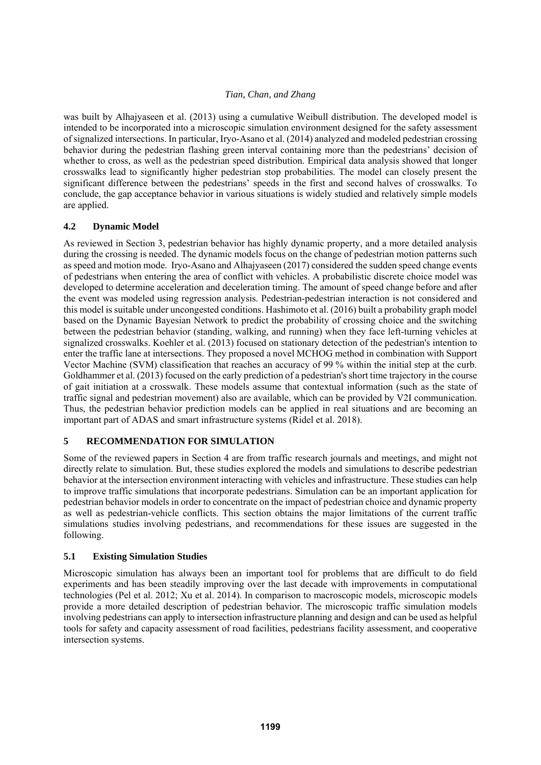was built by Alhajyaseen et al. (2013) using a cumulative Weibull distribution. The developed model is intended to be incorporated into a microscopic simulation environment designed for the safety assessment of signalized intersections. In particular, Iryo-Asano et al. (2014) analyzed and modeled pedestrian crossing behavior during the pedestrian flashing green interval containing more than the pedestrians' decision of whether to cross, as well as the pedestrian speed distribution. Empirical data analysis showed that longer crosswalks lead to significantly higher pedestrian stop probabilities. The model can closely present the significant difference between the pedestrians' speeds in the first and second halves of crosswalks. To conclude, the gap acceptance behavior in various situations is widely studied and relatively simple models are applied.

### 4.2 Dynamic Model

As reviewed in Section 3, pedestrian behavior has highly dynamic property, and a more detailed analysis during the crossing is needed. The dynamic models focus on the change of pedestrian motion patterns such as speed and motion mode. Iryo-Asano and Alhajyaseen (2017) considered the sudden speed change events of pedestrians when entering the area of conflict with vehicles. A probabilistic discrete choice model was developed to determine acceleration and deceleration timing. The amount of speed change before and after the event was modeled using regression analysis. Pedestrian-pedestrian interaction is not considered and this model is suitable under uncongested conditions. Hashimoto et al. (2016) built a probability graph model based on the Dynamic Bayesian Network to predict the probability of crossing choice and the switching between the pedestrian behavior (standing, walking, and running) when they face left-turning vehicles at signalized crosswalks. Koehler et al. (2013) focused on stationary detection of the pedestrian's intention to enter the traffic lane at intersections. They proposed a novel MCHOG method in combination with Support Vector Machine (SVM) classification that reaches an accuracy of 99 % within the initial step at the curb. Goldhammer et al. (2013) focused on the early prediction of a pedestrian's short time trajectory in the course of gait initiation at a crosswalk. These models assume that contextual information (such as the state of traffic signal and pedestrian movement) also are available, which can be provided by V2I communication. Thus, the pedestrian behavior prediction models can be applied in real situations and are becoming an important part of ADAS and smart infrastructure systems (Ridel et al. 2018).

## 5 RECOMMENDATION FOR SIMULATION

Some of the reviewed papers in Section 4 are from traffic research journals and meetings, and might not directly relate to simulation. But, these studies explored the models and simulations to describe pedestrian behavior at the intersection environment interacting with vehicles and infrastructure. These studies can help to improve traffic simulations that incorporate pedestrians. Simulation can be an important application for pedestrian behavior models in order to concentrate on the impact of pedestrian choice and dynamic property as well as pedestrian-vehicle conflicts. This section obtains the major limitations of the current traffic simulations studies involving pedestrians, and recommendations for these issues are suggested in the following.

### 5.1 Existing Simulation Studies

Microscopic simulation has always been an important tool for problems that are difficult to do field experiments and has been steadily improving over the last decade with improvements in computational technologies (Pel et al. 2012; Xu et al. 2014). In comparison to macroscopic models, microscopic models provide a more detailed description of pedestrian behavior. The microscopic traffic simulation models involving pedestrians can apply to intersection infrastructure planning and design and can be used as helpful tools for safety and capacity assessment of road facilities, pedestrians facility assessment, and cooperative intersection systems.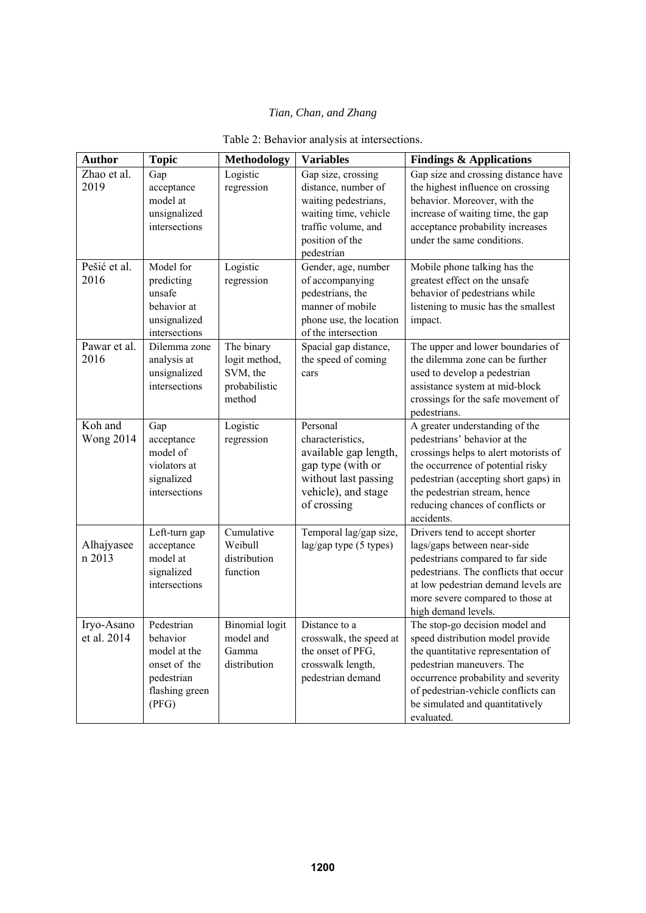Table 2: Behavior analysis at intersections.

| Author | Topic | Methodology | Variables | Findings & Applications |
|---|---|---|---|---|
| Zhao et al. 2019 | Gap acceptance model at unsignalized intersections | Logistic regression | Gap size, crossing distance, number of waiting pedestrians, waiting time, vehicle traffic volume, and position of the pedestrian | Gap size and crossing distance have the highest influence on crossing behavior. Moreover, with the increase of waiting time, the gap acceptance probability increases under the same conditions. |
| Pešić et al. 2016 | Model for predicting unsafe behavior at unsignalized intersections | Logistic regression | Gender, age, number of accompanying pedestrians, the manner of mobile phone use, the location of the intersection | Mobile phone talking has the greatest effect on the unsafe behavior of pedestrians while listening to music has the smallest impact. |
| Pawar et al. 2016 | Dilemma zone analysis at unsignalized intersections | The binary logit method, SVM, the probabilistic method | Spacial gap distance, the speed of coming cars | The upper and lower boundaries of the dilemma zone can be further used to develop a pedestrian assistance system at mid-block crossings for the safe movement of pedestrians. |
| Koh and Wong 2014 | Gap acceptance model of violators at signalized intersections | Logistic regression | Personal characteristics, available gap length, gap type (with or without last passing vehicle), and stage of crossing | A greater understanding of the pedestrians' behavior at the crossings helps to alert motorists of the occurrence of potential risky pedestrian (accepting short gaps) in the pedestrian stream, hence reducing chances of conflicts or accidents. |
| Alhajyaseen 2013 | Left-turn gap acceptance model at signalized intersections | Cumulative Weibull distribution function | Temporal lag/gap size, lag/gap type (5 types) | Drivers tend to accept shorter lags/gaps between near-side pedestrians compared to far side pedestrians. The conflicts that occur at low pedestrian demand levels are more severe compared to those at high demand levels. |
| Iryo-Asano et al. 2014 | Pedestrian behavior model at the onset of the pedestrian flashing green (PFG) | Binomial logit model and Gamma distribution | Distance to a crosswalk, the speed at the onset of PFG, crosswalk length, pedestrian demand | The stop-go decision model and speed distribution model provide the quantitative representation of pedestrian maneuvers. The occurrence probability and severity of pedestrian-vehicle conflicts can be simulated and quantitatively evaluated. |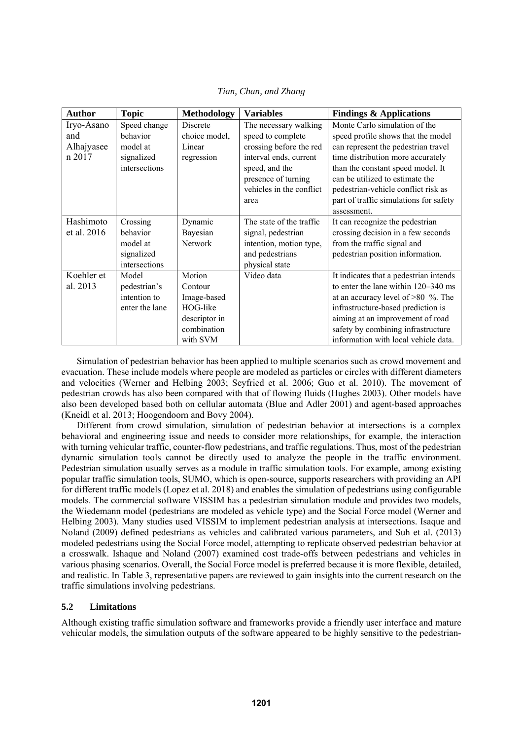| Author | Topic | Methodology | Variables | Findings & Applications |
|---|---|---|---|---|
| Iryo-Asano and Alhajyaseen 2017 | Speed change behavior model at signalized intersections | Discrete choice model, Linear regression | The necessary walking speed to complete crossing before the red interval ends, current speed, and the presence of turning vehicles in the conflict area | Monte Carlo simulation of the speed profile shows that the model can represent the pedestrian travel time distribution more accurately than the constant speed model. It can be utilized to estimate the pedestrian-vehicle conflict risk as part of traffic simulations for safety assessment. |
| Hashimoto et al. 2016 | Crossing behavior model at signalized intersections | Dynamic Bayesian Network | The state of the traffic signal, pedestrian intention, motion type, and pedestrians physical state | It can recognize the pedestrian crossing decision in a few seconds from the traffic signal and pedestrian position information. |
| Koehler et al. 2013 | Model pedestrian's intention to enter the lane | Motion Contour Image-based HOG-like descriptor in combination with SVM | Video data | It indicates that a pedestrian intends to enter the lane within 120–340 ms at an accuracy level of >80 %. The infrastructure-based prediction is aiming at an improvement of road safety by combining infrastructure information with local vehicle data. |

Simulation of pedestrian behavior has been applied to multiple scenarios such as crowd movement and evacuation. These include models where people are modeled as particles or circles with different diameters and velocities (Werner and Helbing 2003; Seyfried et al. 2006; Guo et al. 2010). The movement of pedestrian crowds has also been compared with that of flowing fluids (Hughes 2003). Other models have also been developed based both on cellular automata (Blue and Adler 2001) and agent-based approaches (Kneidl et al. 2013; Hoogendoorn and Bovy 2004).

Different from crowd simulation, simulation of pedestrian behavior at intersections is a complex behavioral and engineering issue and needs to consider more relationships, for example, the interaction with turning vehicular traffic, counter-flow pedestrians, and traffic regulations. Thus, most of the pedestrian dynamic simulation tools cannot be directly used to analyze the people in the traffic environment. Pedestrian simulation usually serves as a module in traffic simulation tools. For example, among existing popular traffic simulation tools, SUMO, which is open-source, supports researchers with providing an API for different traffic models (Lopez et al. 2018) and enables the simulation of pedestrians using configurable models. The commercial software VISSIM has a pedestrian simulation module and provides two models, the Wiedemann model (pedestrians are modeled as vehicle type) and the Social Force model (Werner and Helbing 2003). Many studies used VISSIM to implement pedestrian analysis at intersections. Isaque and Noland (2009) defined pedestrians as vehicles and calibrated various parameters, and Suh et al. (2013) modeled pedestrians using the Social Force model, attempting to replicate observed pedestrian behavior at a crosswalk. Ishaque and Noland (2007) examined cost trade-offs between pedestrians and vehicles in various phasing scenarios. Overall, the Social Force model is preferred because it is more flexible, detailed, and realistic. In Table 3, representative papers are reviewed to gain insights into the current research on the traffic simulations involving pedestrians.

### 5.2 Limitations

Although existing traffic simulation software and frameworks provide a friendly user interface and mature vehicular models, the simulation outputs of the software appeared to be highly sensitive to the pedestrian-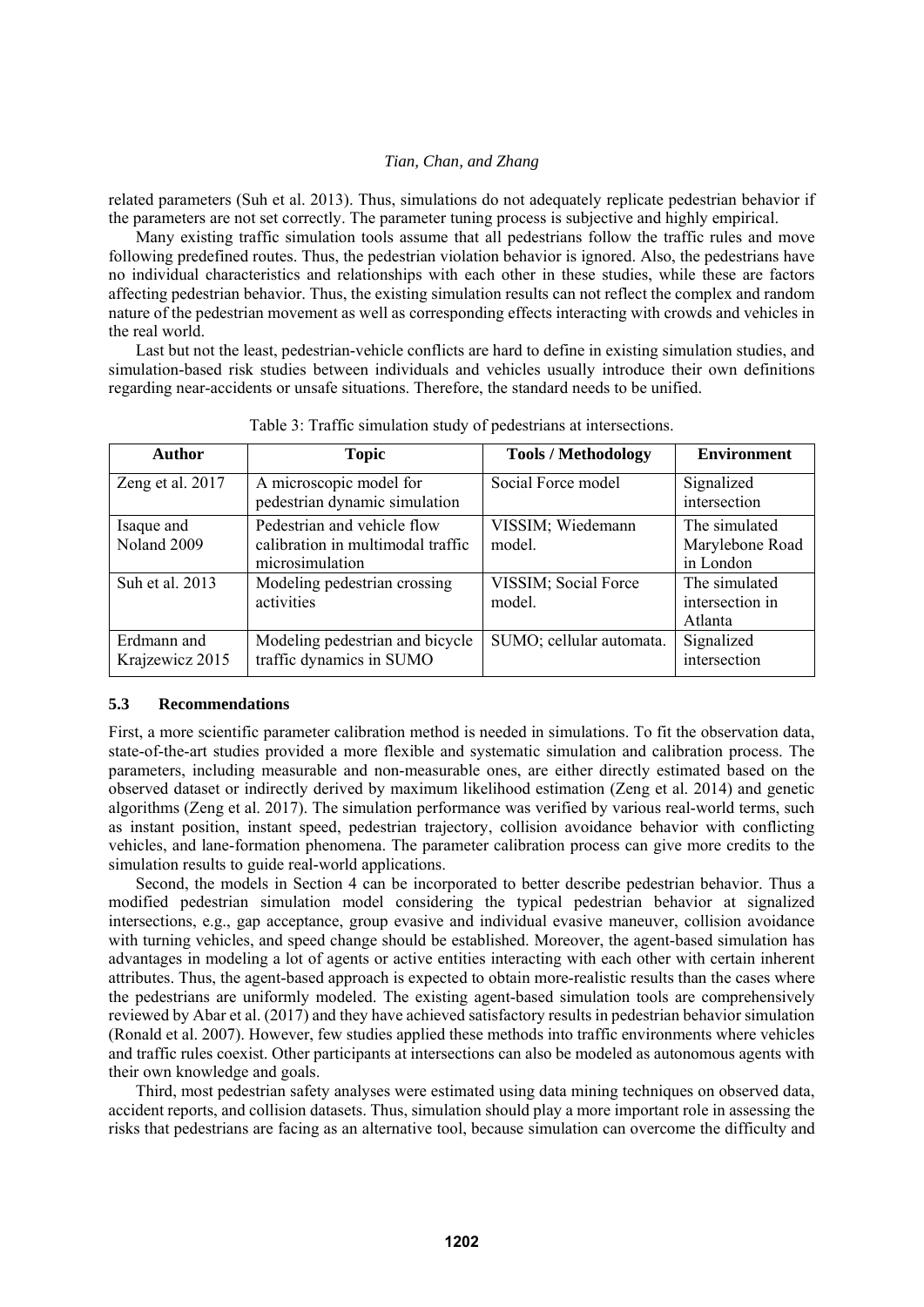related parameters (Suh et al. 2013). Thus, simulations do not adequately replicate pedestrian behavior if the parameters are not set correctly. The parameter tuning process is subjective and highly empirical.

Many existing traffic simulation tools assume that all pedestrians follow the traffic rules and move following predefined routes. Thus, the pedestrian violation behavior is ignored. Also, the pedestrians have no individual characteristics and relationships with each other in these studies, while these are factors affecting pedestrian behavior. Thus, the existing simulation results can not reflect the complex and random nature of the pedestrian movement as well as corresponding effects interacting with crowds and vehicles in the real world.

Last but not the least, pedestrian-vehicle conflicts are hard to define in existing simulation studies, and simulation-based risk studies between individuals and vehicles usually introduce their own definitions regarding near-accidents or unsafe situations. Therefore, the standard needs to be unified.

Table 3: Traffic simulation study of pedestrians at intersections.

| Author | Topic | Tools / Methodology | Environment |
|---|---|---|---|
| Zeng et al. 2017 | A microscopic model for pedestrian dynamic simulation | Social Force model | Signalized intersection |
| Isaque and Noland 2009 | Pedestrian and vehicle flow calibration in multimodal traffic microsimulation | VISSIM; Wiedemann model. | The simulated Marylebone Road in London |
| Suh et al. 2013 | Modeling pedestrian crossing activities | VISSIM; Social Force model. | The simulated intersection in Atlanta |
| Erdmann and Krajzewicz 2015 | Modeling pedestrian and bicycle traffic dynamics in SUMO | SUMO; cellular automata. | Signalized intersection |

### 5.3 Recommendations

First, a more scientific parameter calibration method is needed in simulations. To fit the observation data, state-of-the-art studies provided a more flexible and systematic simulation and calibration process. The parameters, including measurable and non-measurable ones, are either directly estimated based on the observed dataset or indirectly derived by maximum likelihood estimation (Zeng et al. 2014) and genetic algorithms (Zeng et al. 2017). The simulation performance was verified by various real-world terms, such as instant position, instant speed, pedestrian trajectory, collision avoidance behavior with conflicting vehicles, and lane-formation phenomena. The parameter calibration process can give more credits to the simulation results to guide real-world applications.

Second, the models in Section 4 can be incorporated to better describe pedestrian behavior. Thus a modified pedestrian simulation model considering the typical pedestrian behavior at signalized intersections, e.g., gap acceptance, group evasive and individual evasive maneuver, collision avoidance with turning vehicles, and speed change should be established. Moreover, the agent-based simulation has advantages in modeling a lot of agents or active entities interacting with each other with certain inherent attributes. Thus, the agent-based approach is expected to obtain more-realistic results than the cases where the pedestrians are uniformly modeled. The existing agent-based simulation tools are comprehensively reviewed by Abar et al. (2017) and they have achieved satisfactory results in pedestrian behavior simulation (Ronald et al. 2007). However, few studies applied these methods into traffic environments where vehicles and traffic rules coexist. Other participants at intersections can also be modeled as autonomous agents with their own knowledge and goals.

Third, most pedestrian safety analyses were estimated using data mining techniques on observed data, accident reports, and collision datasets. Thus, simulation should play a more important role in assessing the risks that pedestrians are facing as an alternative tool, because simulation can overcome the difficulty and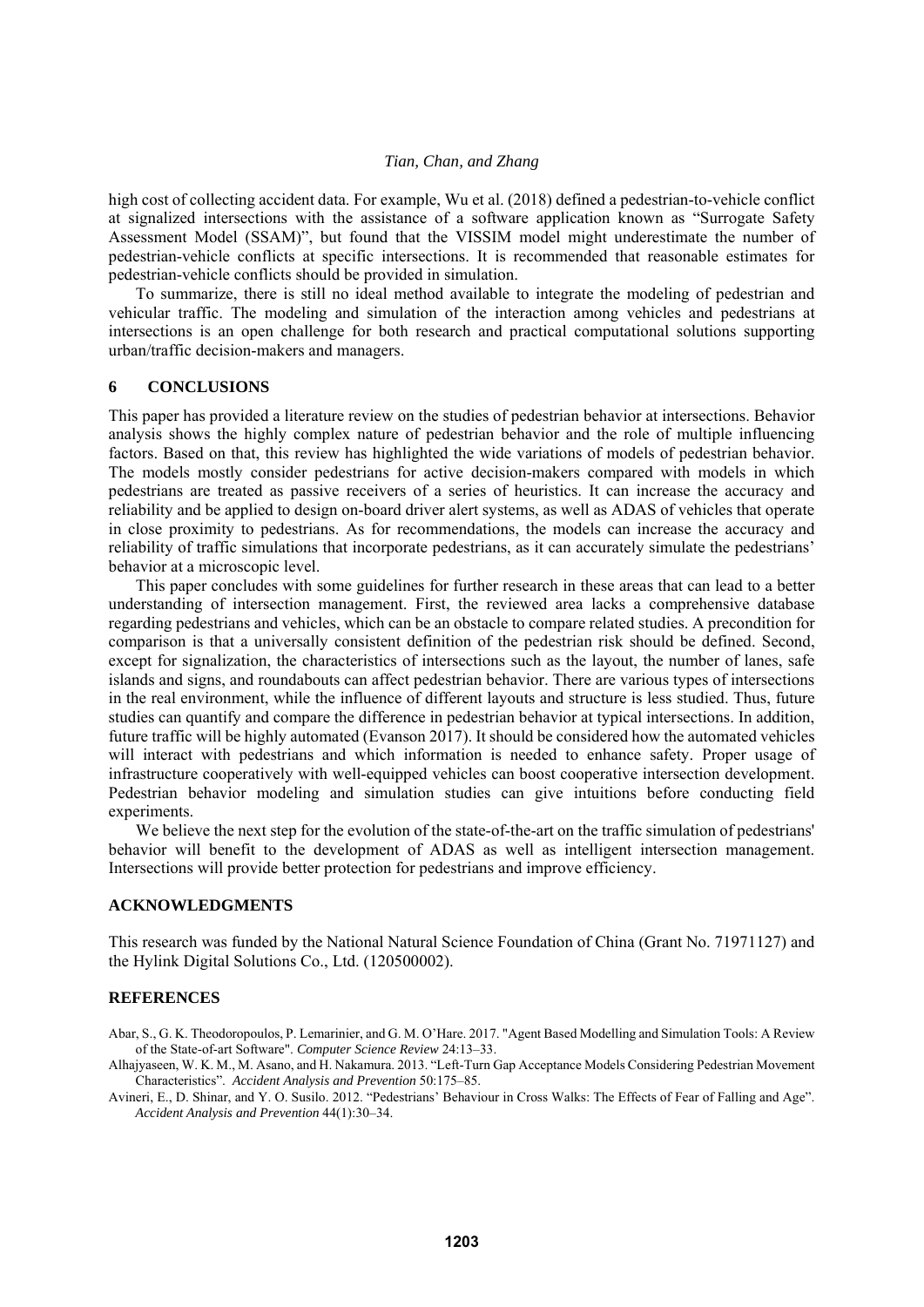high cost of collecting accident data. For example, Wu et al. (2018) defined a pedestrian-to-vehicle conflict at signalized intersections with the assistance of a software application known as "Surrogate Safety Assessment Model (SSAM)", but found that the VISSIM model might underestimate the number of pedestrian-vehicle conflicts at specific intersections. It is recommended that reasonable estimates for pedestrian-vehicle conflicts should be provided in simulation.

To summarize, there is still no ideal method available to integrate the modeling of pedestrian and vehicular traffic. The modeling and simulation of the interaction among vehicles and pedestrians at intersections is an open challenge for both research and practical computational solutions supporting urban/traffic decision-makers and managers.

## 6 CONCLUSIONS

This paper has provided a literature review on the studies of pedestrian behavior at intersections. Behavior analysis shows the highly complex nature of pedestrian behavior and the role of multiple influencing factors. Based on that, this review has highlighted the wide variations of models of pedestrian behavior. The models mostly consider pedestrians for active decision-makers compared with models in which pedestrians are treated as passive receivers of a series of heuristics. It can increase the accuracy and reliability and be applied to design on-board driver alert systems, as well as ADAS of vehicles that operate in close proximity to pedestrians. As for recommendations, the models can increase the accuracy and reliability of traffic simulations that incorporate pedestrians, as it can accurately simulate the pedestrians' behavior at a microscopic level.

This paper concludes with some guidelines for further research in these areas that can lead to a better understanding of intersection management. First, the reviewed area lacks a comprehensive database regarding pedestrians and vehicles, which can be an obstacle to compare related studies. A precondition for comparison is that a universally consistent definition of the pedestrian risk should be defined. Second, except for signalization, the characteristics of intersections such as the layout, the number of lanes, safe islands and signs, and roundabouts can affect pedestrian behavior. There are various types of intersections in the real environment, while the influence of different layouts and structure is less studied. Thus, future studies can quantify and compare the difference in pedestrian behavior at typical intersections. In addition, future traffic will be highly automated (Evanson 2017). It should be considered how the automated vehicles will interact with pedestrians and which information is needed to enhance safety. Proper usage of infrastructure cooperatively with well-equipped vehicles can boost cooperative intersection development. Pedestrian behavior modeling and simulation studies can give intuitions before conducting field experiments.

We believe the next step for the evolution of the state-of-the-art on the traffic simulation of pedestrians' behavior will benefit to the development of ADAS as well as intelligent intersection management. Intersections will provide better protection for pedestrians and improve efficiency.

## ACKNOWLEDGMENTS

This research was funded by the National Natural Science Foundation of China (Grant No. 71971127) and the Hylink Digital Solutions Co., Ltd. (120500002).

## REFERENCES

Abar, S., G. K. Theodoropoulos, P. Lemarinier, and G. M. O'Hare. 2017. "Agent Based Modelling and Simulation Tools: A Review of the State-of-art Software". *Computer Science Review* 24:13–33.

Alhajyaseen, W. K. M., M. Asano, and H. Nakamura. 2013. "Left-Turn Gap Acceptance Models Considering Pedestrian Movement Characteristics". *Accident Analysis and Prevention* 50:175–85.

Avineri, E., D. Shinar, and Y. O. Susilo. 2012. "Pedestrians' Behaviour in Cross Walks: The Effects of Fear of Falling and Age". *Accident Analysis and Prevention* 44(1):30–34.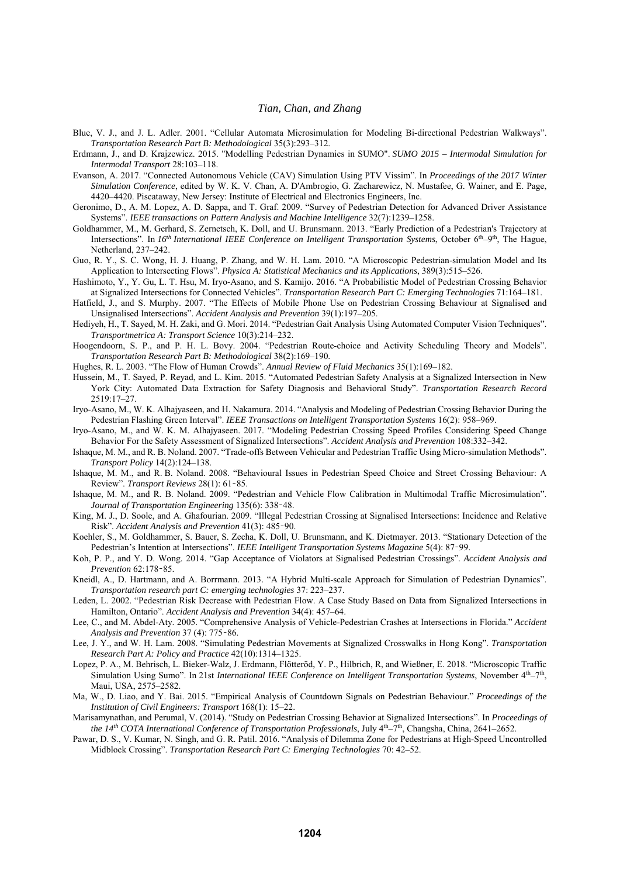Blue, V. J., and J. L. Adler. 2001. "Cellular Automata Microsimulation for Modeling Bi-directional Pedestrian Walkways". *Transportation Research Part B: Methodological* 35(3):293–312.

Erdmann, J., and D. Krajzewicz. 2015. "Modelling Pedestrian Dynamics in SUMO". *SUMO 2015 – Intermodal Simulation for Intermodal Transport* 28:103–118.

Evanson, A. 2017. "Connected Autonomous Vehicle (CAV) Simulation Using PTV Vissim". In *Proceedings of the 2017 Winter Simulation Conference*, edited by W. K. V. Chan, A. D'Ambrogio, G. Zacharewicz, N. Mustafee, G. Wainer, and E. Page, 4420–4420. Piscataway, New Jersey: Institute of Electrical and Electronics Engineers, Inc.

Geronimo, D., A. M. Lopez, A. D. Sappa, and T. Graf. 2009. "Survey of Pedestrian Detection for Advanced Driver Assistance Systems". *IEEE transactions on Pattern Analysis and Machine Intelligence* 32(7):1239–1258.

Goldhammer, M., M. Gerhard, S. Zernetsch, K. Doll, and U. Brunsmann. 2013. "Early Prediction of a Pedestrian's Trajectory at Intersections". In *16th International IEEE Conference on Intelligent Transportation Systems*, October 6th–9th, The Hague, Netherland, 237–242.

Guo, R. Y., S. C. Wong, H. J. Huang, P. Zhang, and W. H. Lam. 2010. "A Microscopic Pedestrian-simulation Model and Its Application to Intersecting Flows". *Physica A: Statistical Mechanics and its Applications*, 389(3):515–526.

Hashimoto, Y., Y. Gu, L. T. Hsu, M. Iryo-Asano, and S. Kamijo. 2016. "A Probabilistic Model of Pedestrian Crossing Behavior at Signalized Intersections for Connected Vehicles". *Transportation Research Part C: Emerging Technologies* 71:164–181.

Hatfield, J., and S. Murphy. 2007. "The Effects of Mobile Phone Use on Pedestrian Crossing Behaviour at Signalised and Unsignalised Intersections". *Accident Analysis and Prevention* 39(1):197–205.

Hediyeh, H., T. Sayed, M. H. Zaki, and G. Mori. 2014. "Pedestrian Gait Analysis Using Automated Computer Vision Techniques". *Transportmetrica A: Transport Science* 10(3):214–232.

Hoogendoorn, S. P., and P. H. L. Bovy. 2004. "Pedestrian Route-choice and Activity Scheduling Theory and Models". *Transportation Research Part B: Methodological* 38(2):169–190.

Hughes, R. L. 2003. "The Flow of Human Crowds". *Annual Review of Fluid Mechanics* 35(1):169–182.

Hussein, M., T. Sayed, P. Reyad, and L. Kim. 2015. "Automated Pedestrian Safety Analysis at a Signalized Intersection in New York City: Automated Data Extraction for Safety Diagnosis and Behavioral Study". *Transportation Research Record* 2519:17–27.

Iryo-Asano, M., W. K. Alhajyaseen, and H. Nakamura. 2014. "Analysis and Modeling of Pedestrian Crossing Behavior During the Pedestrian Flashing Green Interval". *IEEE Transactions on Intelligent Transportation Systems* 16(2): 958–969.

Iryo-Asano, M., and W. K. M. Alhajyaseen. 2017. "Modeling Pedestrian Crossing Speed Profiles Considering Speed Change Behavior For the Safety Assessment of Signalized Intersections". *Accident Analysis and Prevention* 108:332–342.

Ishaque, M. M., and R. B. Noland. 2007. "Trade-offs Between Vehicular and Pedestrian Traffic Using Micro-simulation Methods". *Transport Policy* 14(2):124–138.

Ishaque, M. M., and R. B. Noland. 2008. "Behavioural Issues in Pedestrian Speed Choice and Street Crossing Behaviour: A Review". *Transport Reviews* 28(1): 61‑85.

Ishaque, M. M., and R. B. Noland. 2009. "Pedestrian and Vehicle Flow Calibration in Multimodal Traffic Microsimulation". *Journal of Transportation Engineering* 135(6): 338‑48.

King, M. J., D. Soole, and A. Ghafourian. 2009. "Illegal Pedestrian Crossing at Signalised Intersections: Incidence and Relative Risk". *Accident Analysis and Prevention* 41(3): 485‑90.

Koehler, S., M. Goldhammer, S. Bauer, S. Zecha, K. Doll, U. Brunsmann, and K. Dietmayer. 2013. "Stationary Detection of the Pedestrian's Intention at Intersections". *IEEE Intelligent Transportation Systems Magazine* 5(4): 87‑99.

Koh, P. P., and Y. D. Wong. 2014. "Gap Acceptance of Violators at Signalised Pedestrian Crossings". *Accident Analysis and Prevention* 62:178‑85.

Kneidl, A., D. Hartmann, and A. Borrmann. 2013. "A Hybrid Multi-scale Approach for Simulation of Pedestrian Dynamics". *Transportation research part C: emerging technologies* 37: 223–237.

Leden, L. 2002. "Pedestrian Risk Decrease with Pedestrian Flow. A Case Study Based on Data from Signalized Intersections in Hamilton, Ontario". *Accident Analysis and Prevention* 34(4): 457–64.

Lee, C., and M. Abdel-Aty. 2005. "Comprehensive Analysis of Vehicle-Pedestrian Crashes at Intersections in Florida." *Accident Analysis and Prevention* 37 (4): 775‑86.

Lee, J. Y., and W. H. Lam. 2008. "Simulating Pedestrian Movements at Signalized Crosswalks in Hong Kong". *Transportation Research Part A: Policy and Practice* 42(10):1314–1325.

Lopez, P. A., M. Behrisch, L. Bieker-Walz, J. Erdmann, Flötteröd, Y. P., Hilbrich, R, and Wießner, E. 2018. "Microscopic Traffic Simulation Using Sumo". In 21st *International IEEE Conference on Intelligent Transportation Systems*, November 4th–7th, Maui, USA, 2575–2582.

Ma, W., D. Liao, and Y. Bai. 2015. "Empirical Analysis of Countdown Signals on Pedestrian Behaviour." *Proceedings of the Institution of Civil Engineers: Transport* 168(1): 15–22.

Marisamynathan, and Perumal, V. (2014). "Study on Pedestrian Crossing Behavior at Signalized Intersections". In *Proceedings of the 14th COTA International Conference of Transportation Professionals*, July 4th–7th, Changsha, China, 2641–2652.

Pawar, D. S., V. Kumar, N. Singh, and G. R. Patil. 2016. "Analysis of Dilemma Zone for Pedestrians at High-Speed Uncontrolled Midblock Crossing". *Transportation Research Part C: Emerging Technologies* 70: 42–52.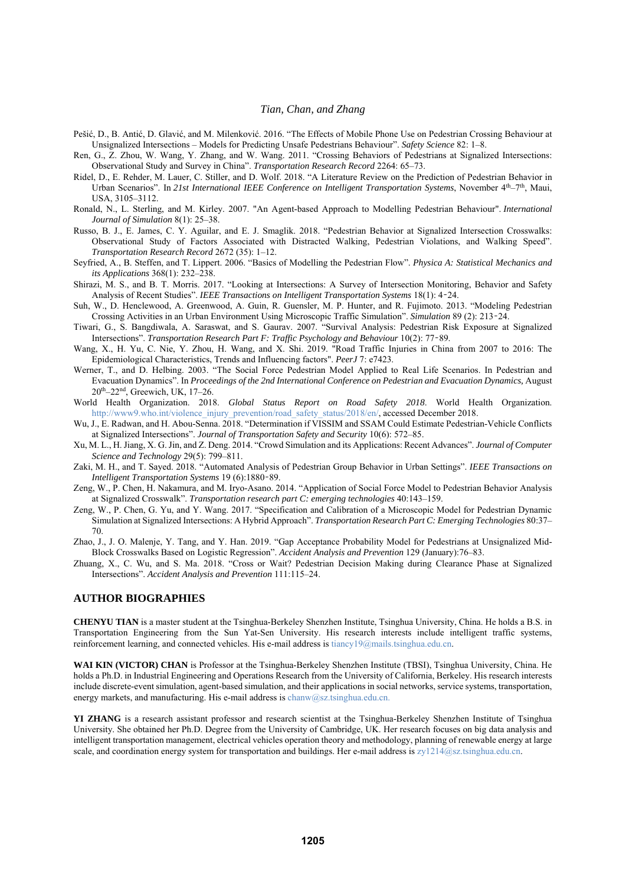Pešić, D., B. Antić, D. Glavić, and M. Milenković. 2016. "The Effects of Mobile Phone Use on Pedestrian Crossing Behaviour at Unsignalized Intersections – Models for Predicting Unsafe Pedestrians Behaviour". *Safety Science* 82: 1–8.

Ren, G., Z. Zhou, W. Wang, Y. Zhang, and W. Wang. 2011. "Crossing Behaviors of Pedestrians at Signalized Intersections: Observational Study and Survey in China". *Transportation Research Record* 2264: 65–73.

Ridel, D., E. Rehder, M. Lauer, C. Stiller, and D. Wolf. 2018. "A Literature Review on the Prediction of Pedestrian Behavior in Urban Scenarios". In *21st International IEEE Conference on Intelligent Transportation Systems*, November 4th–7th, Maui, USA, 3105–3112.

Ronald, N., L. Sterling, and M. Kirley. 2007. "An Agent-based Approach to Modelling Pedestrian Behaviour". *International Journal of Simulation* 8(1): 25–38.

Russo, B. J., E. James, C. Y. Aguilar, and E. J. Smaglik. 2018. "Pedestrian Behavior at Signalized Intersection Crosswalks: Observational Study of Factors Associated with Distracted Walking, Pedestrian Violations, and Walking Speed". *Transportation Research Record* 2672 (35): 1–12.

Seyfried, A., B. Steffen, and T. Lippert. 2006. "Basics of Modelling the Pedestrian Flow". *Physica A: Statistical Mechanics and its Applications* 368(1): 232–238.

Shirazi, M. S., and B. T. Morris. 2017. "Looking at Intersections: A Survey of Intersection Monitoring, Behavior and Safety Analysis of Recent Studies". *IEEE Transactions on Intelligent Transportation Systems* 18(1): 4‑24.

Suh, W., D. Henclewood, A. Greenwood, A. Guin, R. Guensler, M. P. Hunter, and R. Fujimoto. 2013. "Modeling Pedestrian Crossing Activities in an Urban Environment Using Microscopic Traffic Simulation". *Simulation* 89 (2): 213‑24.

Tiwari, G., S. Bangdiwala, A. Saraswat, and S. Gaurav. 2007. "Survival Analysis: Pedestrian Risk Exposure at Signalized Intersections". *Transportation Research Part F: Traffic Psychology and Behaviour* 10(2): 77‑89.

Wang, X., H. Yu, C. Nie, Y. Zhou, H. Wang, and X. Shi. 2019. "Road Traffic Injuries in China from 2007 to 2016: The Epidemiological Characteristics, Trends and Influencing factors". *PeerJ* 7: e7423.

Werner, T., and D. Helbing. 2003. "The Social Force Pedestrian Model Applied to Real Life Scenarios. In Pedestrian and Evacuation Dynamics". In *Proceedings of the 2nd International Conference on Pedestrian and Evacuation Dynamics,* August 20th–22nd, Greewich, UK, 17–26.

World Health Organization. 2018. *Global Status Report on Road Safety 2018*. World Health Organization. http://www9.who.int/violence_injury_prevention/road_safety_status/2018/en/, accessed December 2018.

Wu, J., E. Radwan, and H. Abou-Senna. 2018. "Determination if VISSIM and SSAM Could Estimate Pedestrian-Vehicle Conflicts at Signalized Intersections". *Journal of Transportation Safety and Security* 10(6): 572–85.

Xu, M. L., H. Jiang, X. G. Jin, and Z. Deng. 2014. "Crowd Simulation and its Applications: Recent Advances". *Journal of Computer Science and Technology* 29(5): 799–811.

Zaki, M. H., and T. Sayed. 2018. "Automated Analysis of Pedestrian Group Behavior in Urban Settings". *IEEE Transactions on Intelligent Transportation Systems* 19 (6):1880‑89.

Zeng, W., P. Chen, H. Nakamura, and M. Iryo-Asano. 2014. "Application of Social Force Model to Pedestrian Behavior Analysis at Signalized Crosswalk". *Transportation research part C: emerging technologies* 40:143–159.

Zeng, W., P. Chen, G. Yu, and Y. Wang. 2017. "Specification and Calibration of a Microscopic Model for Pedestrian Dynamic Simulation at Signalized Intersections: A Hybrid Approach". *Transportation Research Part C: Emerging Technologies* 80:37–70.

Zhao, J., J. O. Malenje, Y. Tang, and Y. Han. 2019. "Gap Acceptance Probability Model for Pedestrians at Unsignalized Mid-Block Crosswalks Based on Logistic Regression". *Accident Analysis and Prevention* 129 (January):76–83.

Zhuang, X., C. Wu, and S. Ma. 2018. "Cross or Wait? Pedestrian Decision Making during Clearance Phase at Signalized Intersections". *Accident Analysis and Prevention* 111:115–24.

## AUTHOR BIOGRAPHIES

**CHENYU TIAN** is a master student at the Tsinghua-Berkeley Shenzhen Institute, Tsinghua University, China. He holds a B.S. in Transportation Engineering from the Sun Yat-Sen University. His research interests include intelligent traffic systems, reinforcement learning, and connected vehicles. His e-mail address is tiancy19@mails.tsinghua.edu.cn.

**WAI KIN (VICTOR) CHAN** is Professor at the Tsinghua-Berkeley Shenzhen Institute (TBSI), Tsinghua University, China. He holds a Ph.D. in Industrial Engineering and Operations Research from the University of California, Berkeley. His research interests include discrete-event simulation, agent-based simulation, and their applications in social networks, service systems, transportation, energy markets, and manufacturing. His e-mail address is chanw@sz.tsinghua.edu.cn.

**YI ZHANG** is a research assistant professor and research scientist at the Tsinghua-Berkeley Shenzhen Institute of Tsinghua University. She obtained her Ph.D. Degree from the University of Cambridge, UK. Her research focuses on big data analysis and intelligent transportation management, electrical vehicles operation theory and methodology, planning of renewable energy at large scale, and coordination energy system for transportation and buildings. Her e-mail address is zy1214@sz.tsinghua.edu.cn.